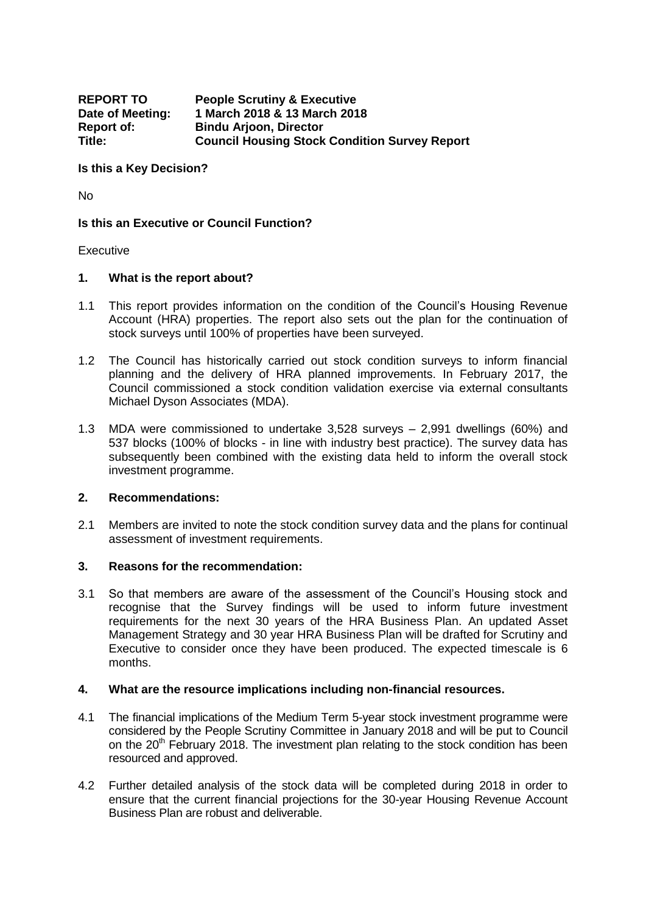| | |
|---|---|
| **REPORT TO** | **People Scrutiny & Executive** |
| **Date of Meeting:** | **1 March 2018 & 13 March 2018** |
| **Report of:** | **Bindu Arjoon, Director** |
| **Title:** | **Council Housing Stock Condition Survey Report** |

**Is this a Key Decision?**

No

**Is this an Executive or Council Function?**

Executive

## 1. What is the report about?

1.1 This report provides information on the condition of the Council's Housing Revenue Account (HRA) properties. The report also sets out the plan for the continuation of stock surveys until 100% of properties have been surveyed.

1.2 The Council has historically carried out stock condition surveys to inform financial planning and the delivery of HRA planned improvements. In February 2017, the Council commissioned a stock condition validation exercise via external consultants Michael Dyson Associates (MDA).

1.3 MDA were commissioned to undertake 3,528 surveys – 2,991 dwellings (60%) and 537 blocks (100% of blocks - in line with industry best practice). The survey data has subsequently been combined with the existing data held to inform the overall stock investment programme.

## 2. Recommendations:

2.1 Members are invited to note the stock condition survey data and the plans for continual assessment of investment requirements.

## 3. Reasons for the recommendation:

3.1 So that members are aware of the assessment of the Council's Housing stock and recognise that the Survey findings will be used to inform future investment requirements for the next 30 years of the HRA Business Plan. An updated Asset Management Strategy and 30 year HRA Business Plan will be drafted for Scrutiny and Executive to consider once they have been produced. The expected timescale is 6 months.

## 4. What are the resource implications including non-financial resources.

4.1 The financial implications of the Medium Term 5-year stock investment programme were considered by the People Scrutiny Committee in January 2018 and will be put to Council on the 20th February 2018. The investment plan relating to the stock condition has been resourced and approved.

4.2 Further detailed analysis of the stock data will be completed during 2018 in order to ensure that the current financial projections for the 30-year Housing Revenue Account Business Plan are robust and deliverable.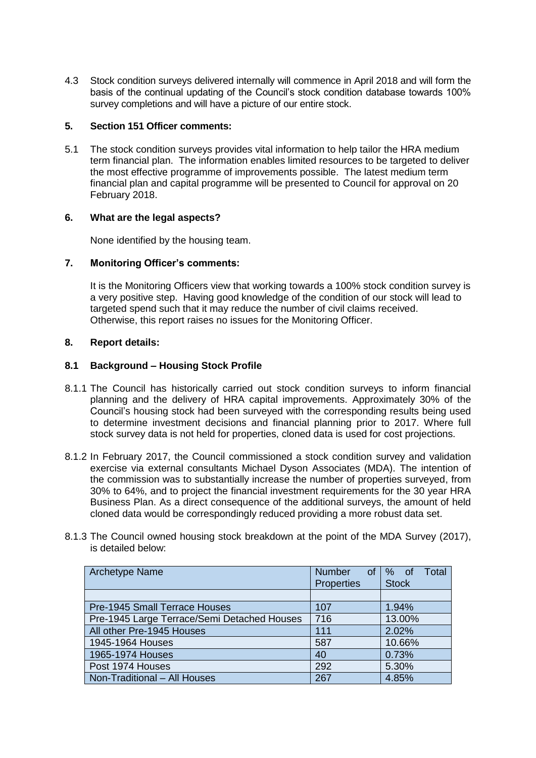4.3 Stock condition surveys delivered internally will commence in April 2018 and will form the basis of the continual updating of the Council's stock condition database towards 100% survey completions and will have a picture of our entire stock.

## 5. Section 151 Officer comments:

5.1 The stock condition surveys provides vital information to help tailor the HRA medium term financial plan. The information enables limited resources to be targeted to deliver the most effective programme of improvements possible. The latest medium term financial plan and capital programme will be presented to Council for approval on 20 February 2018.

## 6. What are the legal aspects?

None identified by the housing team.

## 7. Monitoring Officer's comments:

It is the Monitoring Officers view that working towards a 100% stock condition survey is a very positive step. Having good knowledge of the condition of our stock will lead to targeted spend such that it may reduce the number of civil claims received. Otherwise, this report raises no issues for the Monitoring Officer.

## 8. Report details:

### 8.1 Background – Housing Stock Profile

8.1.1 The Council has historically carried out stock condition surveys to inform financial planning and the delivery of HRA capital improvements. Approximately 30% of the Council's housing stock had been surveyed with the corresponding results being used to determine investment decisions and financial planning prior to 2017. Where full stock survey data is not held for properties, cloned data is used for cost projections.

8.1.2 In February 2017, the Council commissioned a stock condition survey and validation exercise via external consultants Michael Dyson Associates (MDA). The intention of the commission was to substantially increase the number of properties surveyed, from 30% to 64%, and to project the financial investment requirements for the 30 year HRA Business Plan. As a direct consequence of the additional surveys, the amount of held cloned data would be correspondingly reduced providing a more robust data set.

8.1.3 The Council owned housing stock breakdown at the point of the MDA Survey (2017), is detailed below:

| Archetype Name | Number of Properties | % of Total Stock |
|---|---|---|
| | | |
| Pre-1945 Small Terrace Houses | 107 | 1.94% |
| Pre-1945 Large Terrace/Semi Detached Houses | 716 | 13.00% |
| All other Pre-1945 Houses | 111 | 2.02% |
| 1945-1964 Houses | 587 | 10.66% |
| 1965-1974 Houses | 40 | 0.73% |
| Post 1974 Houses | 292 | 5.30% |
| Non-Traditional – All Houses | 267 | 4.85% |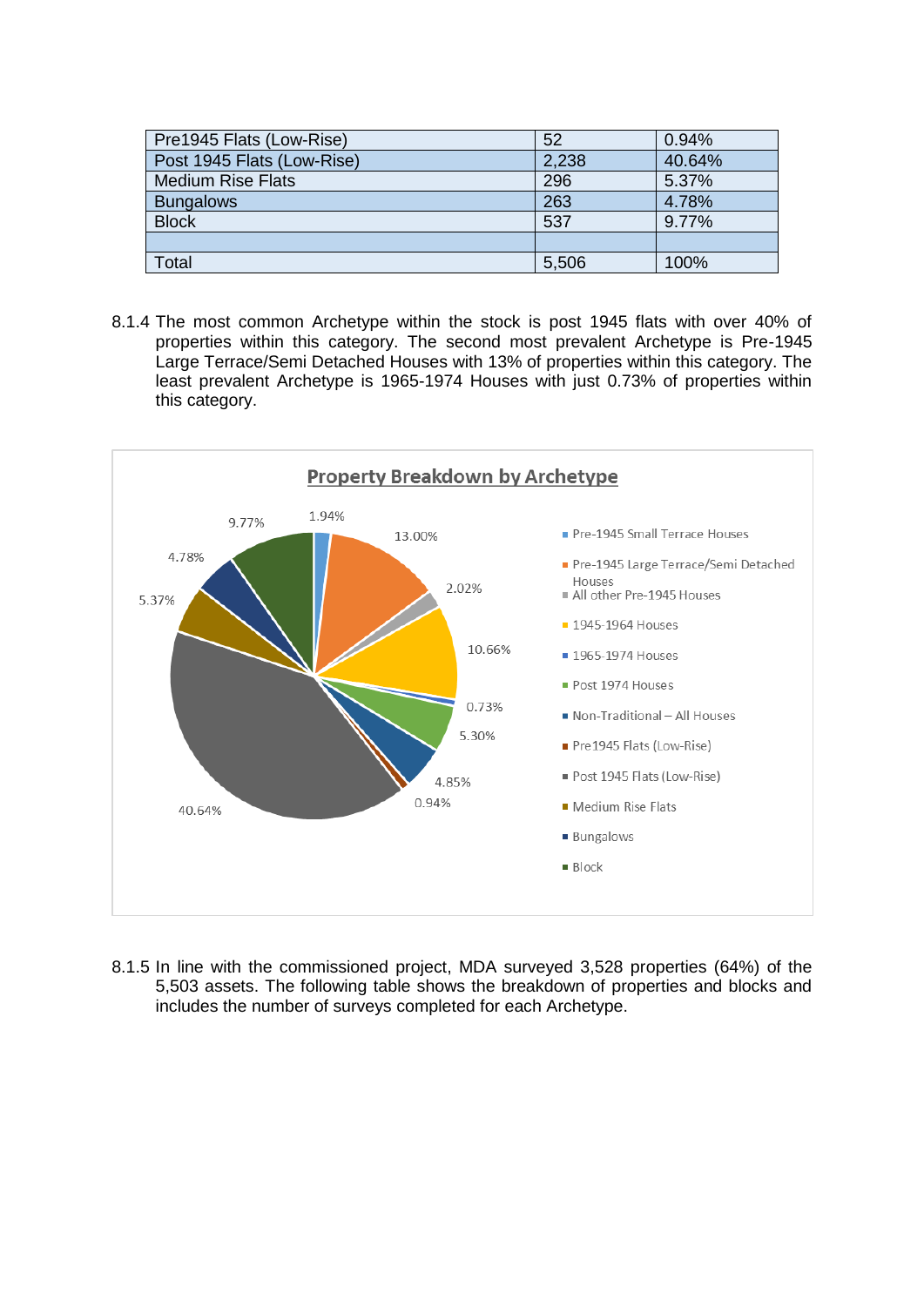| Pre1945 Flats (Low-Rise) | 52 | 0.94% |
|---|---|---|
| Post 1945 Flats (Low-Rise) | 2,238 | 40.64% |
| Medium Rise Flats | 296 | 5.37% |
| Bungalows | 263 | 4.78% |
| Block | 537 | 9.77% |
| | | |
| Total | 5,506 | 100% |

8.1.4 The most common Archetype within the stock is post 1945 flats with over 40% of properties within this category. The second most prevalent Archetype is Pre-1945 Large Terrace/Semi Detached Houses with 13% of properties within this category. The least prevalent Archetype is 1965-1974 Houses with just 0.73% of properties within this category.

**Property Breakdown by Archetype**

8.1.5 In line with the commissioned project, MDA surveyed 3,528 properties (64%) of the 5,503 assets. The following table shows the breakdown of properties and blocks and includes the number of surveys completed for each Archetype.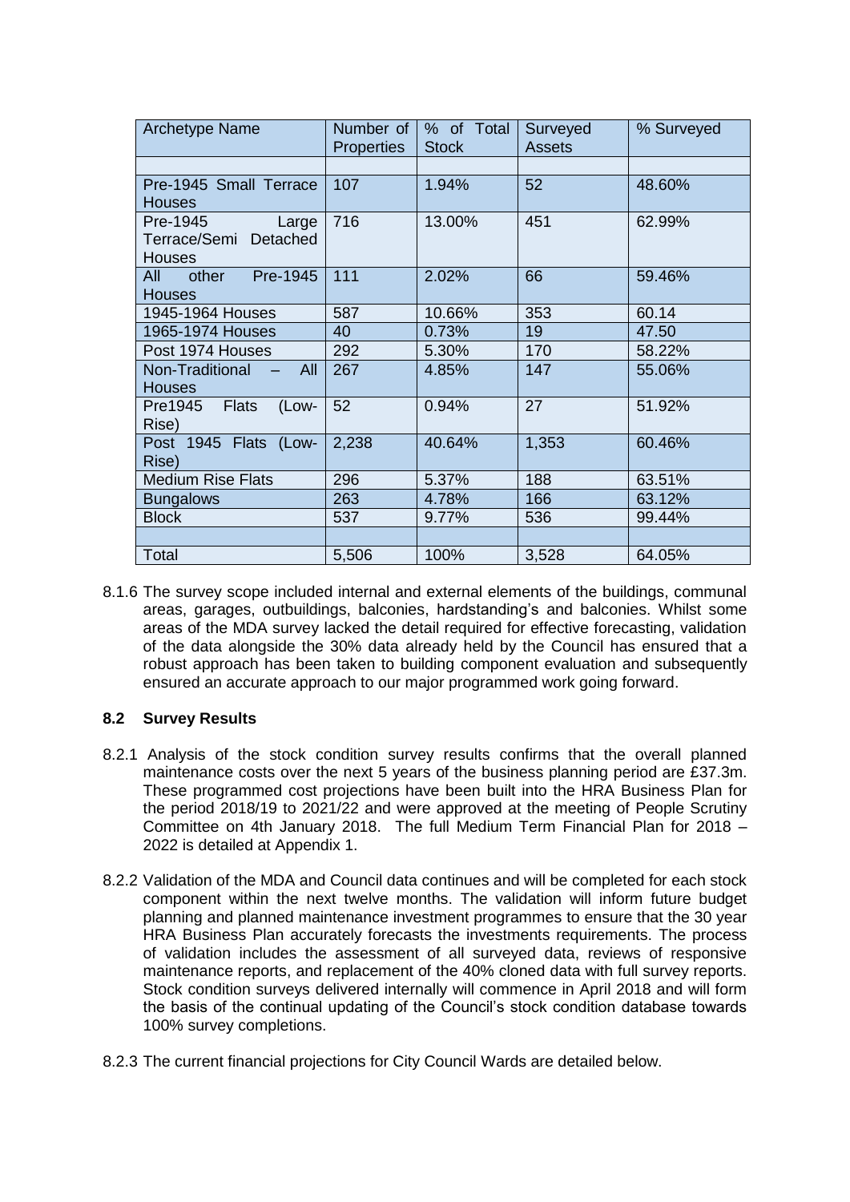| Archetype Name | Number of Properties | % of Total Stock | Surveyed Assets | % Surveyed |
|---|---|---|---|---|
| | | | | |
| Pre-1945 Small Terrace Houses | 107 | 1.94% | 52 | 48.60% |
| Pre-1945 Large Terrace/Semi Detached Houses | 716 | 13.00% | 451 | 62.99% |
| All other Pre-1945 Houses | 111 | 2.02% | 66 | 59.46% |
| 1945-1964 Houses | 587 | 10.66% | 353 | 60.14 |
| 1965-1974 Houses | 40 | 0.73% | 19 | 47.50 |
| Post 1974 Houses | 292 | 5.30% | 170 | 58.22% |
| Non-Traditional – All Houses | 267 | 4.85% | 147 | 55.06% |
| Pre1945 Flats (Low-Rise) | 52 | 0.94% | 27 | 51.92% |
| Post 1945 Flats (Low-Rise) | 2,238 | 40.64% | 1,353 | 60.46% |
| Medium Rise Flats | 296 | 5.37% | 188 | 63.51% |
| Bungalows | 263 | 4.78% | 166 | 63.12% |
| Block | 537 | 9.77% | 536 | 99.44% |
| | | | | |
| Total | 5,506 | 100% | 3,528 | 64.05% |

8.1.6 The survey scope included internal and external elements of the buildings, communal areas, garages, outbuildings, balconies, hardstanding's and balconies. Whilst some areas of the MDA survey lacked the detail required for effective forecasting, validation of the data alongside the 30% data already held by the Council has ensured that a robust approach has been taken to building component evaluation and subsequently ensured an accurate approach to our major programmed work going forward.

## 8.2 Survey Results

8.2.1 Analysis of the stock condition survey results confirms that the overall planned maintenance costs over the next 5 years of the business planning period are £37.3m. These programmed cost projections have been built into the HRA Business Plan for the period 2018/19 to 2021/22 and were approved at the meeting of People Scrutiny Committee on 4th January 2018. The full Medium Term Financial Plan for 2018 – 2022 is detailed at Appendix 1.

8.2.2 Validation of the MDA and Council data continues and will be completed for each stock component within the next twelve months. The validation will inform future budget planning and planned maintenance investment programmes to ensure that the 30 year HRA Business Plan accurately forecasts the investments requirements. The process of validation includes the assessment of all surveyed data, reviews of responsive maintenance reports, and replacement of the 40% cloned data with full survey reports. Stock condition surveys delivered internally will commence in April 2018 and will form the basis of the continual updating of the Council's stock condition database towards 100% survey completions.

8.2.3 The current financial projections for City Council Wards are detailed below.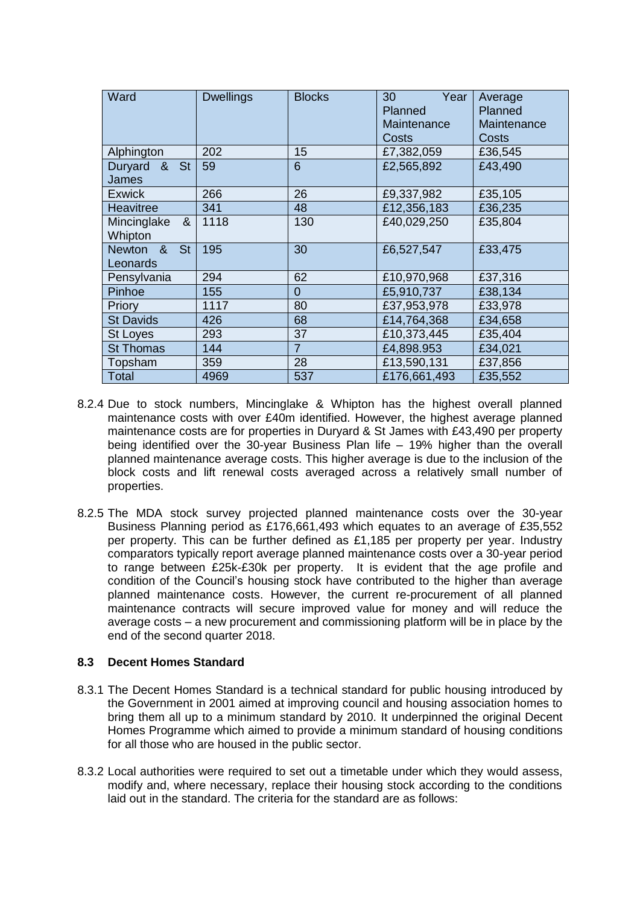| Ward | Dwellings | Blocks | 30 Year Planned Maintenance Costs | Average Planned Maintenance Costs |
|---|---|---|---|---|
| Alphington | 202 | 15 | £7,382,059 | £36,545 |
| Duryard & St James | 59 | 6 | £2,565,892 | £43,490 |
| Exwick | 266 | 26 | £9,337,982 | £35,105 |
| Heavitree | 341 | 48 | £12,356,183 | £36,235 |
| Mincinglake & Whipton | 1118 | 130 | £40,029,250 | £35,804 |
| Newton & St Leonards | 195 | 30 | £6,527,547 | £33,475 |
| Pensylvania | 294 | 62 | £10,970,968 | £37,316 |
| Pinhoe | 155 | 0 | £5,910,737 | £38,134 |
| Priory | 1117 | 80 | £37,953,978 | £33,978 |
| St Davids | 426 | 68 | £14,764,368 | £34,658 |
| St Loyes | 293 | 37 | £10,373,445 | £35,404 |
| St Thomas | 144 | 7 | £4,898.953 | £34,021 |
| Topsham | 359 | 28 | £13,590,131 | £37,856 |
| Total | 4969 | 537 | £176,661,493 | £35,552 |

8.2.4 Due to stock numbers, Mincinglake & Whipton has the highest overall planned maintenance costs with over £40m identified. However, the highest average planned maintenance costs are for properties in Duryard & St James with £43,490 per property being identified over the 30-year Business Plan life – 19% higher than the overall planned maintenance average costs. This higher average is due to the inclusion of the block costs and lift renewal costs averaged across a relatively small number of properties.

8.2.5 The MDA stock survey projected planned maintenance costs over the 30-year Business Planning period as £176,661,493 which equates to an average of £35,552 per property. This can be further defined as £1,185 per property per year. Industry comparators typically report average planned maintenance costs over a 30-year period to range between £25k-£30k per property. It is evident that the age profile and condition of the Council's housing stock have contributed to the higher than average planned maintenance costs. However, the current re-procurement of all planned maintenance contracts will secure improved value for money and will reduce the average costs – a new procurement and commissioning platform will be in place by the end of the second quarter 2018.

### 8.3 Decent Homes Standard

8.3.1 The Decent Homes Standard is a technical standard for public housing introduced by the Government in 2001 aimed at improving council and housing association homes to bring them all up to a minimum standard by 2010. It underpinned the original Decent Homes Programme which aimed to provide a minimum standard of housing conditions for all those who are housed in the public sector.

8.3.2 Local authorities were required to set out a timetable under which they would assess, modify and, where necessary, replace their housing stock according to the conditions laid out in the standard. The criteria for the standard are as follows: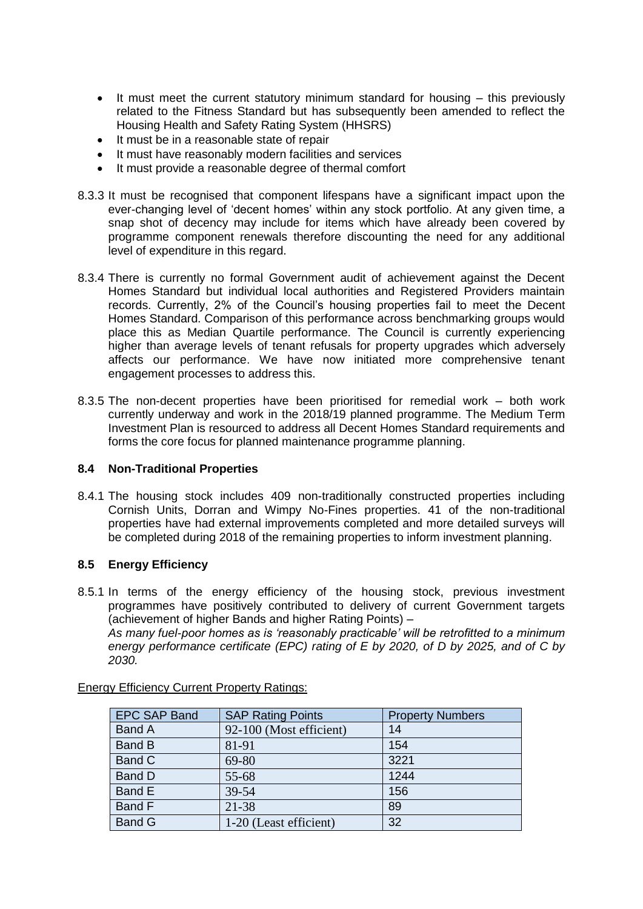- It must meet the current statutory minimum standard for housing – this previously related to the Fitness Standard but has subsequently been amended to reflect the Housing Health and Safety Rating System (HHSRS)
- It must be in a reasonable state of repair
- It must have reasonably modern facilities and services
- It must provide a reasonable degree of thermal comfort

8.3.3 It must be recognised that component lifespans have a significant impact upon the ever-changing level of 'decent homes' within any stock portfolio. At any given time, a snap shot of decency may include for items which have already been covered by programme component renewals therefore discounting the need for any additional level of expenditure in this regard.

8.3.4 There is currently no formal Government audit of achievement against the Decent Homes Standard but individual local authorities and Registered Providers maintain records. Currently, 2% of the Council's housing properties fail to meet the Decent Homes Standard. Comparison of this performance across benchmarking groups would place this as Median Quartile performance. The Council is currently experiencing higher than average levels of tenant refusals for property upgrades which adversely affects our performance. We have now initiated more comprehensive tenant engagement processes to address this.

8.3.5 The non-decent properties have been prioritised for remedial work – both work currently underway and work in the 2018/19 planned programme. The Medium Term Investment Plan is resourced to address all Decent Homes Standard requirements and forms the core focus for planned maintenance programme planning.

### 8.4 Non-Traditional Properties

8.4.1 The housing stock includes 409 non-traditionally constructed properties including Cornish Units, Dorran and Wimpy No-Fines properties. 41 of the non-traditional properties have had external improvements completed and more detailed surveys will be completed during 2018 of the remaining properties to inform investment planning.

### 8.5 Energy Efficiency

8.5.1 In terms of the energy efficiency of the housing stock, previous investment programmes have positively contributed to delivery of current Government targets (achievement of higher Bands and higher Rating Points) –
*As many fuel-poor homes as is 'reasonably practicable' will be retrofitted to a minimum energy performance certificate (EPC) rating of E by 2020, of D by 2025, and of C by 2030.*

Energy Efficiency Current Property Ratings:

| EPC SAP Band | SAP Rating Points | Property Numbers |
|---|---|---|
| Band A | 92-100 (Most efficient) | 14 |
| Band B | 81-91 | 154 |
| Band C | 69-80 | 3221 |
| Band D | 55-68 | 1244 |
| Band E | 39-54 | 156 |
| Band F | 21-38 | 89 |
| Band G | 1-20 (Least efficient) | 32 |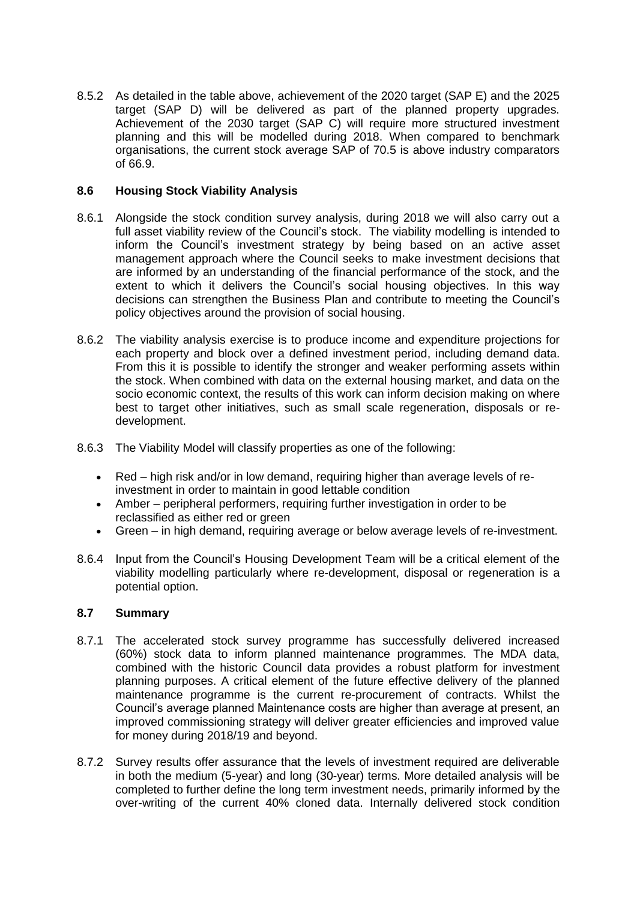8.5.2 As detailed in the table above, achievement of the 2020 target (SAP E) and the 2025 target (SAP D) will be delivered as part of the planned property upgrades. Achievement of the 2030 target (SAP C) will require more structured investment planning and this will be modelled during 2018. When compared to benchmark organisations, the current stock average SAP of 70.5 is above industry comparators of 66.9.

### 8.6 Housing Stock Viability Analysis

8.6.1 Alongside the stock condition survey analysis, during 2018 we will also carry out a full asset viability review of the Council's stock. The viability modelling is intended to inform the Council's investment strategy by being based on an active asset management approach where the Council seeks to make investment decisions that are informed by an understanding of the financial performance of the stock, and the extent to which it delivers the Council's social housing objectives. In this way decisions can strengthen the Business Plan and contribute to meeting the Council's policy objectives around the provision of social housing.

8.6.2 The viability analysis exercise is to produce income and expenditure projections for each property and block over a defined investment period, including demand data. From this it is possible to identify the stronger and weaker performing assets within the stock. When combined with data on the external housing market, and data on the socio economic context, the results of this work can inform decision making on where best to target other initiatives, such as small scale regeneration, disposals or re-development.

8.6.3 The Viability Model will classify properties as one of the following:

- Red – high risk and/or in low demand, requiring higher than average levels of re-investment in order to maintain in good lettable condition
- Amber – peripheral performers, requiring further investigation in order to be reclassified as either red or green
- Green – in high demand, requiring average or below average levels of re-investment.

8.6.4 Input from the Council's Housing Development Team will be a critical element of the viability modelling particularly where re-development, disposal or regeneration is a potential option.

### 8.7 Summary

8.7.1 The accelerated stock survey programme has successfully delivered increased (60%) stock data to inform planned maintenance programmes. The MDA data, combined with the historic Council data provides a robust platform for investment planning purposes. A critical element of the future effective delivery of the planned maintenance programme is the current re-procurement of contracts. Whilst the Council's average planned Maintenance costs are higher than average at present, an improved commissioning strategy will deliver greater efficiencies and improved value for money during 2018/19 and beyond.

8.7.2 Survey results offer assurance that the levels of investment required are deliverable in both the medium (5-year) and long (30-year) terms. More detailed analysis will be completed to further define the long term investment needs, primarily informed by the over-writing of the current 40% cloned data. Internally delivered stock condition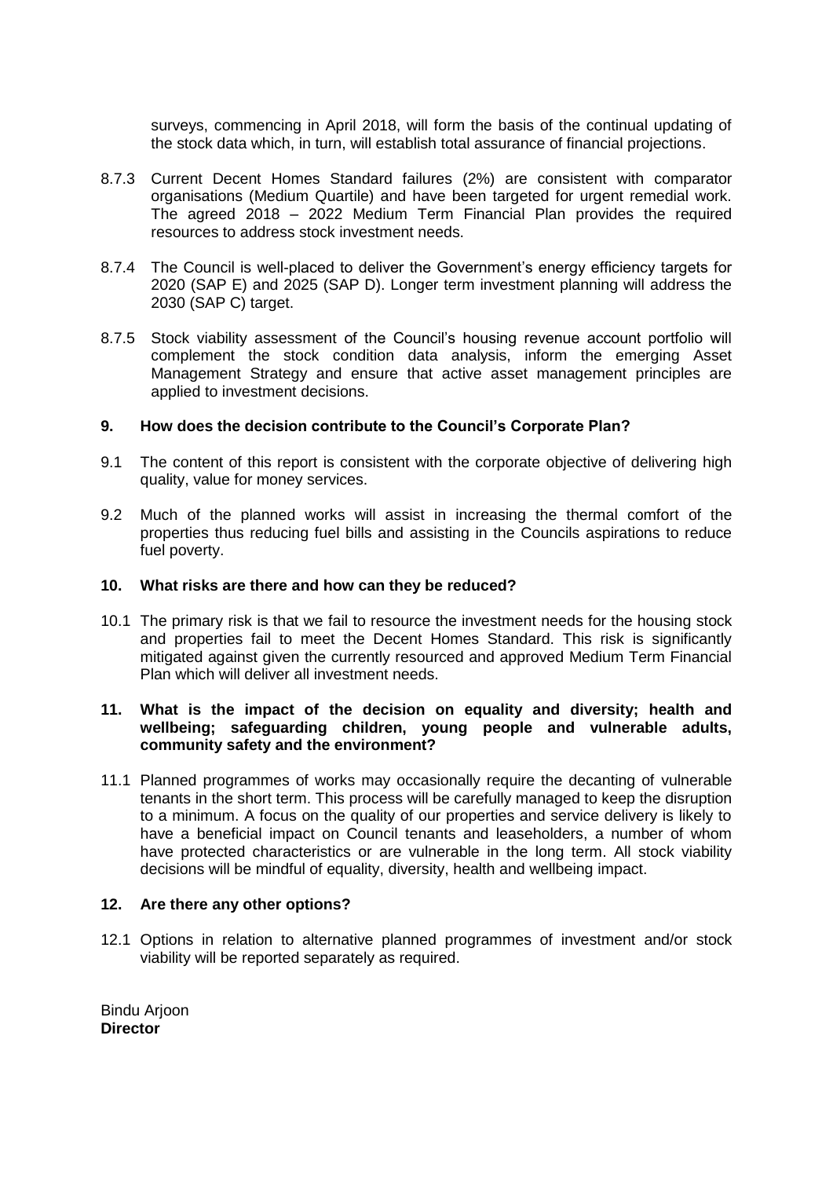surveys, commencing in April 2018, will form the basis of the continual updating of the stock data which, in turn, will establish total assurance of financial projections.

8.7.3 Current Decent Homes Standard failures (2%) are consistent with comparator organisations (Medium Quartile) and have been targeted for urgent remedial work. The agreed 2018 – 2022 Medium Term Financial Plan provides the required resources to address stock investment needs.

8.7.4 The Council is well-placed to deliver the Government's energy efficiency targets for 2020 (SAP E) and 2025 (SAP D). Longer term investment planning will address the 2030 (SAP C) target.

8.7.5 Stock viability assessment of the Council's housing revenue account portfolio will complement the stock condition data analysis, inform the emerging Asset Management Strategy and ensure that active asset management principles are applied to investment decisions.

## 9. How does the decision contribute to the Council's Corporate Plan?

9.1 The content of this report is consistent with the corporate objective of delivering high quality, value for money services.

9.2 Much of the planned works will assist in increasing the thermal comfort of the properties thus reducing fuel bills and assisting in the Councils aspirations to reduce fuel poverty.

## 10. What risks are there and how can they be reduced?

10.1 The primary risk is that we fail to resource the investment needs for the housing stock and properties fail to meet the Decent Homes Standard. This risk is significantly mitigated against given the currently resourced and approved Medium Term Financial Plan which will deliver all investment needs.

## 11. What is the impact of the decision on equality and diversity; health and wellbeing; safeguarding children, young people and vulnerable adults, community safety and the environment?

11.1 Planned programmes of works may occasionally require the decanting of vulnerable tenants in the short term. This process will be carefully managed to keep the disruption to a minimum. A focus on the quality of our properties and service delivery is likely to have a beneficial impact on Council tenants and leaseholders, a number of whom have protected characteristics or are vulnerable in the long term. All stock viability decisions will be mindful of equality, diversity, health and wellbeing impact.

## 12. Are there any other options?

12.1 Options in relation to alternative planned programmes of investment and/or stock viability will be reported separately as required.

Bindu Arjoon
**Director**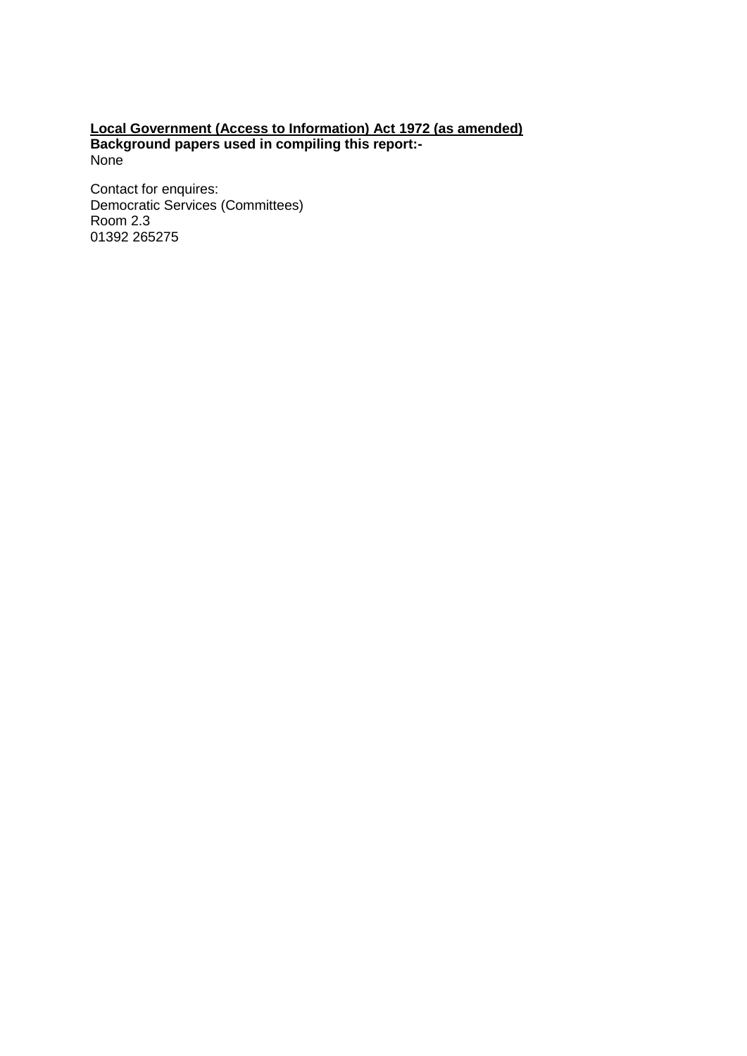**<u>Local Government (Access to Information) Act 1972 (as amended)</u>**
**Background papers used in compiling this report:-**
None

Contact for enquires:
Democratic Services (Committees)
Room 2.3
01392 265275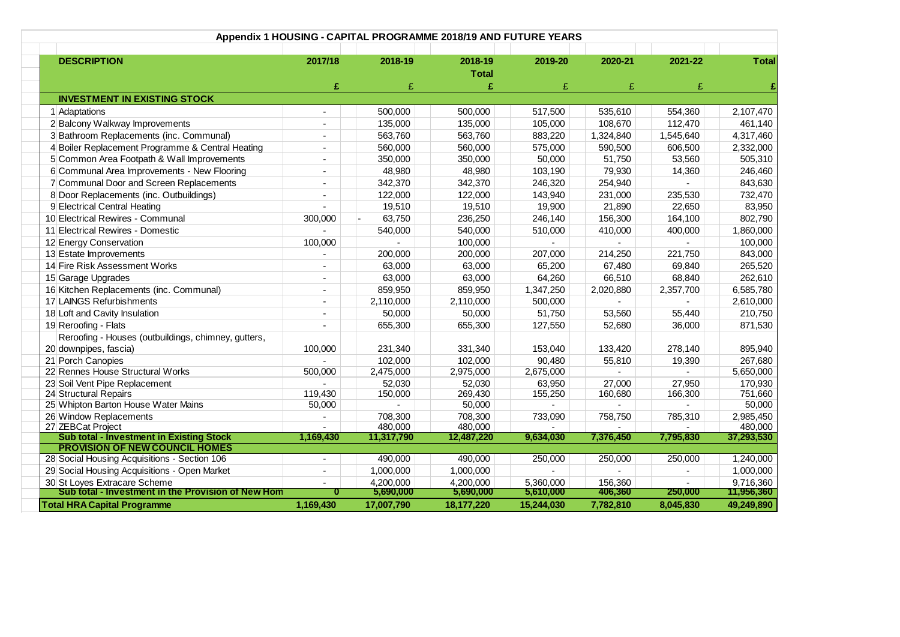## Appendix 1 HOUSING - CAPITAL PROGRAMME 2018/19 AND FUTURE YEARS

| | DESCRIPTION | 2017/18 | 2018-19 | 2018-19 Total | 2019-20 | 2020-21 | 2021-22 | Total |
|---|---|---|---|---|---|---|---|---|
| | | £ | £ | £ | £ | £ | £ | £ |
| | **INVESTMENT IN EXISTING STOCK** | | | | | | | |
| 1 | Adaptations | - | 500,000 | 500,000 | 517,500 | 535,610 | 554,360 | 2,107,470 |
| 2 | Balcony Walkway Improvements | - | 135,000 | 135,000 | 105,000 | 108,670 | 112,470 | 461,140 |
| 3 | Bathroom Replacements (inc. Communal) | - | 563,760 | 563,760 | 883,220 | 1,324,840 | 1,545,640 | 4,317,460 |
| 4 | Boiler Replacement Programme & Central Heating | - | 560,000 | 560,000 | 575,000 | 590,500 | 606,500 | 2,332,000 |
| 5 | Common Area Footpath & Wall Improvements | - | 350,000 | 350,000 | 50,000 | 51,750 | 53,560 | 505,310 |
| 6 | Communal Area Improvements - New Flooring | - | 48,980 | 48,980 | 103,190 | 79,930 | 14,360 | 246,460 |
| 7 | Communal Door and Screen Replacements | - | 342,370 | 342,370 | 246,320 | 254,940 | - | 843,630 |
| 8 | Door Replacements (inc. Outbuildings) | - | 122,000 | 122,000 | 143,940 | 231,000 | 235,530 | 732,470 |
| 9 | Electrical Central Heating | - | 19,510 | 19,510 | 19,900 | 21,890 | 22,650 | 83,950 |
| 10 | Electrical Rewires - Communal | 300,000 | - 63,750 | 236,250 | 246,140 | 156,300 | 164,100 | 802,790 |
| 11 | Electrical Rewires - Domestic | - | 540,000 | 540,000 | 510,000 | 410,000 | 400,000 | 1,860,000 |
| 12 | Energy Conservation | 100,000 | - | 100,000 | - | - | - | 100,000 |
| 13 | Estate Improvements | - | 200,000 | 200,000 | 207,000 | 214,250 | 221,750 | 843,000 |
| 14 | Fire Risk Assessment Works | - | 63,000 | 63,000 | 65,200 | 67,480 | 69,840 | 265,520 |
| 15 | Garage Upgrades | - | 63,000 | 63,000 | 64,260 | 66,510 | 68,840 | 262,610 |
| 16 | Kitchen Replacements (inc. Communal) | - | 859,950 | 859,950 | 1,347,250 | 2,020,880 | 2,357,700 | 6,585,780 |
| 17 | LAINGS Refurbishments | - | 2,110,000 | 2,110,000 | 500,000 | - | - | 2,610,000 |
| 18 | Loft and Cavity Insulation | - | 50,000 | 50,000 | 51,750 | 53,560 | 55,440 | 210,750 |
| 19 | Reroofing - Flats | - | 655,300 | 655,300 | 127,550 | 52,680 | 36,000 | 871,530 |
| 20 | Reroofing - Houses (outbuildings, chimney, gutters, downpipes, fascia) | 100,000 | 231,340 | 331,340 | 153,040 | 133,420 | 278,140 | 895,940 |
| 21 | Porch Canopies | - | 102,000 | 102,000 | 90,480 | 55,810 | 19,390 | 267,680 |
| 22 | Rennes House Structural Works | 500,000 | 2,475,000 | 2,975,000 | 2,675,000 | - | - | 5,650,000 |
| 23 | Soil Vent Pipe Replacement | - | 52,030 | 52,030 | 63,950 | 27,000 | 27,950 | 170,930 |
| 24 | Structural Repairs | 119,430 | 150,000 | 269,430 | 155,250 | 160,680 | 166,300 | 751,660 |
| 25 | Whipton Barton House Water Mains | 50,000 | - | 50,000 | - | - | - | 50,000 |
| 26 | Window Replacements | - | 708,300 | 708,300 | 733,090 | 758,750 | 785,310 | 2,985,450 |
| 27 | ZEBCat Project | - | 480,000 | 480,000 | - | - | - | 480,000 |
| | **Sub total - Investment in Existing Stock** | **1,169,430** | **11,317,790** | **12,487,220** | **9,634,030** | **7,376,450** | **7,795,830** | **37,293,530** |
| | **PROVISION OF NEW COUNCIL HOMES** | | | | | | | |
| 28 | Social Housing Acquisitions - Section 106 | - | 490,000 | 490,000 | 250,000 | 250,000 | 250,000 | 1,240,000 |
| 29 | Social Housing Acquisitions - Open Market | - | 1,000,000 | 1,000,000 | - | - | - | 1,000,000 |
| 30 | St Loyes Extracare Scheme | - | 4,200,000 | 4,200,000 | 5,360,000 | 156,360 | - | 9,716,360 |
| | **Sub total - Investment in the Provision of New Hom** | **0** | **5,690,000** | **5,690,000** | **5,610,000** | **406,360** | **250,000** | **11,956,360** |
| | **Total HRA Capital Programme** | **1,169,430** | **17,007,790** | **18,177,220** | **15,244,030** | **7,782,810** | **8,045,830** | **49,249,890** |